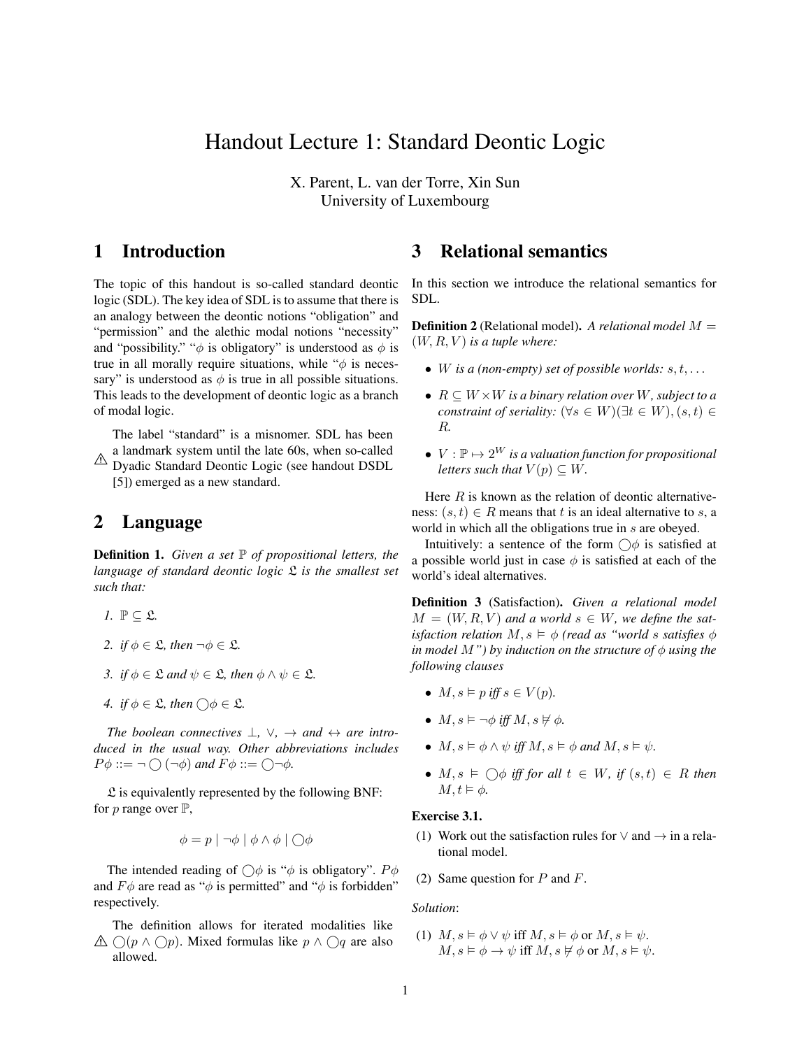# Handout Lecture 1: Standard Deontic Logic

X. Parent, L. van der Torre, Xin Sun
University of Luxembourg

## 1 Introduction

The topic of this handout is so-called standard deontic logic (SDL). The key idea of SDL is to assume that there is an analogy between the deontic notions "obligation" and "permission" and the alethic modal notions "necessity" and "possibility." "$\phi$ is obligatory" is understood as $\phi$ is true in all morally require situations, while "$\phi$ is necessary" is understood as $\phi$ is true in all possible situations. This leads to the development of deontic logic as a branch of modal logic.

⚠ The label "standard" is a misnomer. SDL has been a landmark system until the late 60s, when so-called Dyadic Standard Deontic Logic (see handout DSDL [5]) emerged as a new standard.

## 2 Language

**Definition 1.** *Given a set $\mathbb{P}$ of propositional letters, the language of standard deontic logic $\mathfrak{L}$ is the smallest set such that:*

1. $\mathbb{P} \subseteq \mathfrak{L}$.
2. *if $\phi \in \mathfrak{L}$, then $\neg\phi \in \mathfrak{L}$.*
3. *if $\phi \in \mathfrak{L}$ and $\psi \in \mathfrak{L}$, then $\phi \wedge \psi \in \mathfrak{L}$.*
4. *if $\phi \in \mathfrak{L}$, then $\bigcirc\phi \in \mathfrak{L}$.*

*The boolean connectives $\bot$, $\vee$, $\rightarrow$ and $\leftrightarrow$ are introduced in the usual way. Other abbreviations includes $P\phi ::= \neg \bigcirc (\neg\phi)$ and $F\phi ::= \bigcirc\neg\phi$.*

$\mathfrak{L}$ is equivalently represented by the following BNF: for $p$ range over $\mathbb{P}$,

$$\phi = p \mid \neg\phi \mid \phi \wedge \phi \mid \bigcirc\phi$$

The intended reading of $\bigcirc\phi$ is "$\phi$ is obligatory". $P\phi$ and $F\phi$ are read as "$\phi$ is permitted" and "$\phi$ is forbidden" respectively.

⚠ The definition allows for iterated modalities like $\bigcirc(p \wedge \bigcirc p)$. Mixed formulas like $p \wedge \bigcirc q$ are also allowed.

## 3 Relational semantics

In this section we introduce the relational semantics for SDL.

**Definition 2** (Relational model)**.** *A relational model $M = (W, R, V)$ is a tuple where:*

- *$W$ is a (non-empty) set of possible worlds: $s, t, \ldots$*
- *$R \subseteq W \times W$ is a binary relation over $W$, subject to a constraint of seriality: $(\forall s \in W)(\exists t \in W), (s, t) \in R$.*
- *$V : \mathbb{P} \mapsto 2^W$ is a valuation function for propositional letters such that $V(p) \subseteq W$.*

Here $R$ is known as the relation of deontic alternativeness: $(s, t) \in R$ means that $t$ is an ideal alternative to $s$, a world in which all the obligations true in $s$ are obeyed.

Intuitively: a sentence of the form $\bigcirc\phi$ is satisfied at a possible world just in case $\phi$ is satisfied at each of the world's ideal alternatives.

**Definition 3** (Satisfaction)**.** *Given a relational model $M = (W, R, V)$ and a world $s \in W$, we define the satisfaction relation $M, s \vDash \phi$ (read as "world $s$ satisfies $\phi$ in model $M$") by induction on the structure of $\phi$ using the following clauses*

- *$M, s \vDash p$ iff $s \in V(p)$.*
- *$M, s \vDash \neg\phi$ iff $M, s \nvDash \phi$.*
- *$M, s \vDash \phi \wedge \psi$ iff $M, s \vDash \phi$ and $M, s \vDash \psi$.*
- *$M, s \vDash \bigcirc\phi$ iff for all $t \in W$, if $(s, t) \in R$ then $M, t \vDash \phi$.*

**Exercise 3.1.**

(1) Work out the satisfaction rules for $\vee$ and $\rightarrow$ in a relational model.

(2) Same question for $P$ and $F$.

*Solution*:

(1) $M, s \vDash \phi \vee \psi$ iff $M, s \vDash \phi$ or $M, s \vDash \psi$.
$M, s \vDash \phi \rightarrow \psi$ iff $M, s \nvDash \phi$ or $M, s \vDash \psi$.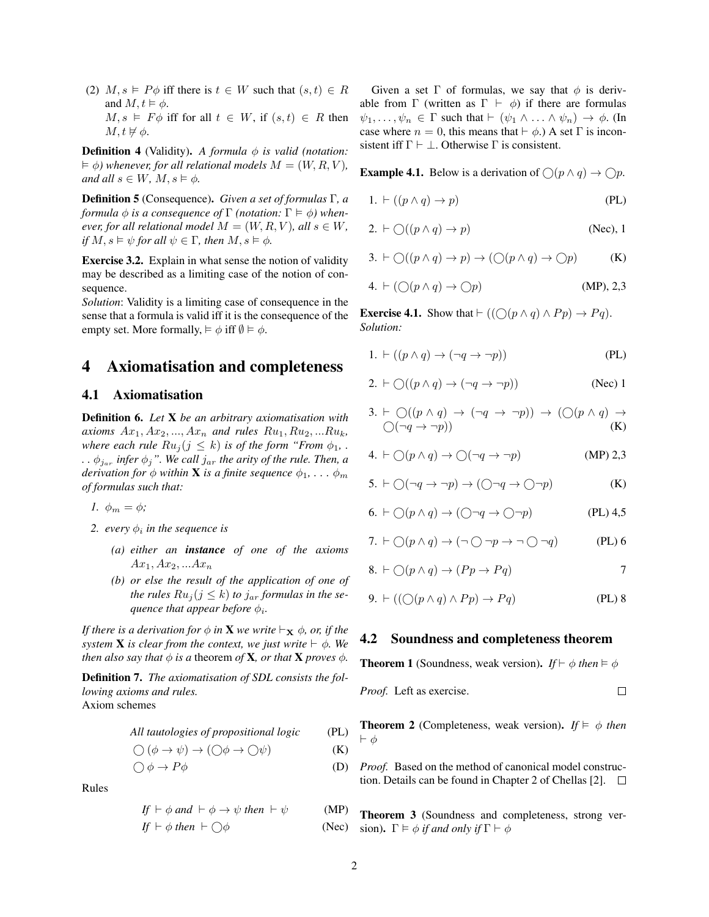(2) $M, s \vDash P\phi$ iff there is $t \in W$ such that $(s,t) \in R$ and $M, t \vDash \phi$.
$M, s \vDash F\phi$ iff for all $t \in W$, if $(s,t) \in R$ then $M, t \nvDash \phi$.

**Definition 4** (Validity). *A formula $\phi$ is valid (notation: $\vDash \phi$) whenever, for all relational models $M = (W, R, V)$, and all $s \in W$, $M, s \vDash \phi$.*

**Definition 5** (Consequence). *Given a set of formulas $\Gamma$, a formula $\phi$ is a consequence of $\Gamma$ (notation: $\Gamma \vDash \phi$) whenever, for all relational model $M = (W, R, V)$, all $s \in W$, if $M, s \vDash \psi$ for all $\psi \in \Gamma$, then $M, s \vDash \phi$.*

**Exercise 3.2.** Explain in what sense the notion of validity may be described as a limiting case of the notion of consequence.
*Solution*: Validity is a limiting case of consequence in the sense that a formula is valid iff it is the consequence of the empty set. More formally, $\vDash \phi$ iff $\emptyset \vDash \phi$.

# 4 Axiomatisation and completeness

## 4.1 Axiomatisation

**Definition 6.** *Let **X** be an arbitrary axiomatisation with axioms $Ax_1, Ax_2, ..., Ax_n$ and rules $Ru_1, Ru_2, ...Ru_k$, where each rule $Ru_j (j \leq k)$ is of the form "From $\phi_1, ... \phi_{j_{ar}}$ infer $\phi_j$". We call $j_{ar}$ the arity of the rule. Then, a derivation for $\phi$ within **X** is a finite sequence $\phi_1, ... \phi_m$ of formulas such that:*

1. *$\phi_m = \phi$;*
2. *every $\phi_i$ in the sequence is*
   *(a) either an **instance** of one of the axioms $Ax_1, Ax_2, ...Ax_n$*
   *(b) or else the result of the application of one of the rules $Ru_j (j \leq k)$ to $j_{ar}$ formulas in the sequence that appear before $\phi_i$.*

*If there is a derivation for $\phi$ in **X** we write $\vdash_{\mathbf{X}} \phi$, or, if the system **X** is clear from the context, we just write $\vdash \phi$. We then also say that $\phi$ is a theorem of **X**, or that **X** proves $\phi$.*

**Definition 7.** *The axiomatisation of SDL consists the following axioms and rules.*
Axiom schemes

$$\text{All tautologies of propositional logic} \quad \text{(PL)}$$
$$\bigcirc(\phi \to \psi) \to (\bigcirc\phi \to \bigcirc\psi) \quad \text{(K)}$$
$$\bigcirc\phi \to P\phi \quad \text{(D)}$$

Rules

$$\text{If } \vdash \phi \text{ and } \vdash \phi \to \psi \text{ then } \vdash \psi \quad \text{(MP)}$$
$$\text{If } \vdash \phi \text{ then } \vdash \bigcirc\phi \quad \text{(Nec)}$$

Given a set $\Gamma$ of formulas, we say that $\phi$ is derivable from $\Gamma$ (written as $\Gamma \vdash \phi$) if there are formulas $\psi_1, \ldots, \psi_n \in \Gamma$ such that $\vdash (\psi_1 \wedge \ldots \wedge \psi_n) \to \phi$. (In case where $n = 0$, this means that $\vdash \phi$.) A set $\Gamma$ is inconsistent iff $\Gamma \vdash \bot$. Otherwise $\Gamma$ is consistent.

**Example 4.1.** Below is a derivation of $\bigcirc(p \wedge q) \to \bigcirc p$.

1. $\vdash ((p \wedge q) \to p)$ (PL)
2. $\vdash \bigcirc((p \wedge q) \to p)$ (Nec), 1
3. $\vdash \bigcirc((p \wedge q) \to p) \to (\bigcirc(p \wedge q) \to \bigcirc p)$ (K)
4. $\vdash (\bigcirc(p \wedge q) \to \bigcirc p)$ (MP), 2,3

**Exercise 4.1.** Show that $\vdash ((\bigcirc(p \wedge q) \wedge Pp) \to Pq)$.
*Solution:*

1. $\vdash ((p \wedge q) \to (\neg q \to \neg p))$ (PL)
2. $\vdash \bigcirc((p \wedge q) \to (\neg q \to \neg p))$ (Nec) 1
3. $\vdash \bigcirc((p \wedge q) \to (\neg q \to \neg p)) \to (\bigcirc(p \wedge q) \to \bigcirc(\neg q \to \neg p))$ (K)
4. $\vdash \bigcirc(p \wedge q) \to \bigcirc(\neg q \to \neg p)$ (MP) 2,3
5. $\vdash \bigcirc(\neg q \to \neg p) \to (\bigcirc\neg q \to \bigcirc\neg p)$ (K)
6. $\vdash \bigcirc(p \wedge q) \to (\bigcirc\neg q \to \bigcirc\neg p)$ (PL) 4,5
7. $\vdash \bigcirc(p \wedge q) \to (\neg \bigcirc \neg p \to \neg \bigcirc \neg q)$ (PL) 6
8. $\vdash \bigcirc(p \wedge q) \to (Pp \to Pq)$ 7
9. $\vdash ((\bigcirc(p \wedge q) \wedge Pp) \to Pq)$ (PL) 8

## 4.2 Soundness and completeness theorem

**Theorem 1** (Soundness, weak version). *If $\vdash \phi$ then $\vDash \phi$*

*Proof.* Left as exercise. □

**Theorem 2** (Completeness, weak version). *If $\vDash \phi$ then $\vdash \phi$*

*Proof.* Based on the method of canonical model construction. Details can be found in Chapter 2 of Chellas [2]. □

**Theorem 3** (Soundness and completeness, strong version). *$\Gamma \vDash \phi$ if and only if $\Gamma \vdash \phi$*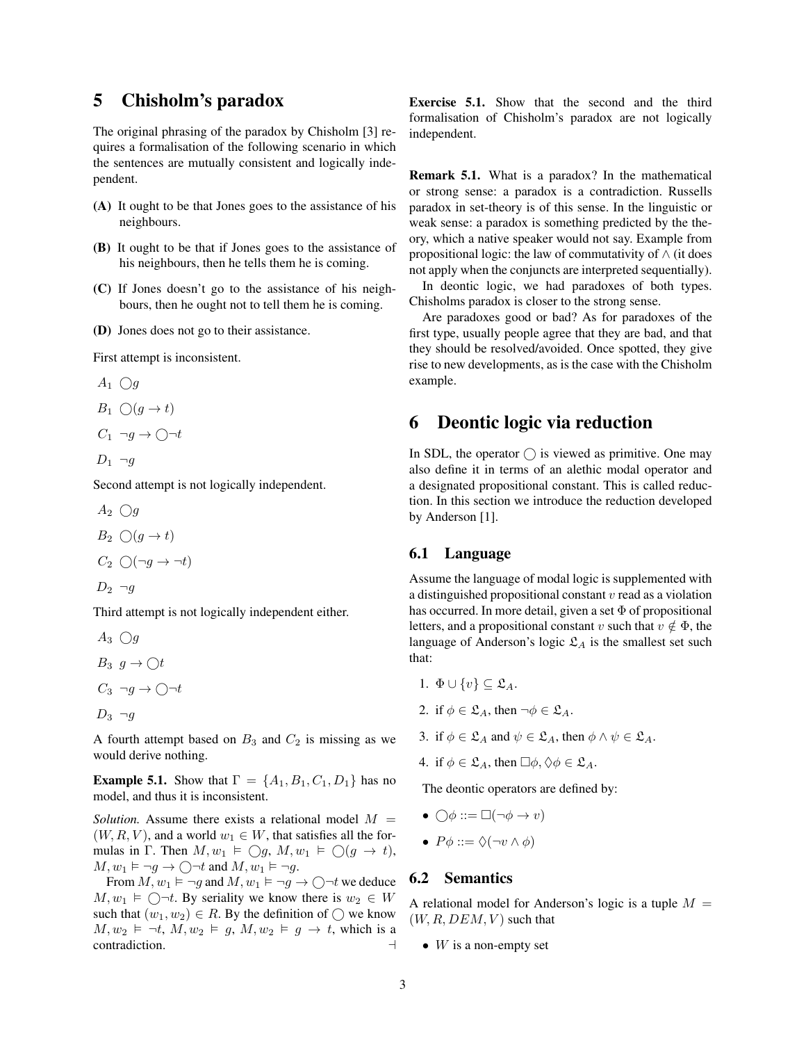# 5 Chisholm's paradox

The original phrasing of the paradox by Chisholm [3] requires a formalisation of the following scenario in which the sentences are mutually consistent and logically independent.

**(A)** It ought to be that Jones goes to the assistance of his neighbours.

**(B)** It ought to be that if Jones goes to the assistance of his neighbours, then he tells them he is coming.

**(C)** If Jones doesn't go to the assistance of his neighbours, then he ought not to tell them he is coming.

**(D)** Jones does not go to their assistance.

First attempt is inconsistent.

$A_1$ $\bigcirc g$

$B_1$ $\bigcirc(g \to t)$

$C_1$ $\neg g \to \bigcirc\neg t$

$D_1$ $\neg g$

Second attempt is not logically independent.

$A_2$ $\bigcirc g$

$B_2$ $\bigcirc(g \to t)$

$C_2$ $\bigcirc(\neg g \to \neg t)$

$D_2$ $\neg g$

Third attempt is not logically independent either.

$A_3$ $\bigcirc g$

$B_3$ $g \to \bigcirc t$

$C_3$ $\neg g \to \bigcirc\neg t$

$D_3$ $\neg g$

A fourth attempt based on $B_3$ and $C_2$ is missing as we would derive nothing.

**Example 5.1.** Show that $\Gamma = \{A_1, B_1, C_1, D_1\}$ has no model, and thus it is inconsistent.

*Solution.* Assume there exists a relational model $M = (W, R, V)$, and a world $w_1 \in W$, that satisfies all the formulas in $\Gamma$. Then $M, w_1 \models \bigcirc g$, $M, w_1 \models \bigcirc(g \to t)$, $M, w_1 \models \neg g \to \bigcirc\neg t$ and $M, w_1 \models \neg g$.

From $M, w_1 \models \neg g$ and $M, w_1 \models \neg g \to \bigcirc\neg t$ we deduce $M, w_1 \models \bigcirc\neg t$. By seriality we know there is $w_2 \in W$ such that $(w_1, w_2) \in R$. By the definition of $\bigcirc$ we know $M, w_2 \models \neg t$, $M, w_2 \models g$, $M, w_2 \models g \to t$, which is a contradiction. $\dashv$

**Exercise 5.1.** Show that the second and the third formalisation of Chisholm's paradox are not logically independent.

**Remark 5.1.** What is a paradox? In the mathematical or strong sense: a paradox is a contradiction. Russells paradox in set-theory is of this sense. In the linguistic or weak sense: a paradox is something predicted by the theory, which a native speaker would not say. Example from propositional logic: the law of commutativity of $\wedge$ (it does not apply when the conjuncts are interpreted sequentially).

In deontic logic, we had paradoxes of both types. Chisholms paradox is closer to the strong sense.

Are paradoxes good or bad? As for paradoxes of the first type, usually people agree that they are bad, and that they should be resolved/avoided. Once spotted, they give rise to new developments, as is the case with the Chisholm example.

# 6 Deontic logic via reduction

In SDL, the operator $\bigcirc$ is viewed as primitive. One may also define it in terms of an alethic modal operator and a designated propositional constant. This is called reduction. In this section we introduce the reduction developed by Anderson [1].

## 6.1 Language

Assume the language of modal logic is supplemented with a distinguished propositional constant $v$ read as a violation has occurred. In more detail, given a set $\Phi$ of propositional letters, and a propositional constant $v$ such that $v \notin \Phi$, the language of Anderson's logic $\mathfrak{L}_A$ is the smallest set such that:

1. $\Phi \cup \{v\} \subseteq \mathfrak{L}_A$.
2. if $\phi \in \mathfrak{L}_A$, then $\neg\phi \in \mathfrak{L}_A$.
3. if $\phi \in \mathfrak{L}_A$ and $\psi \in \mathfrak{L}_A$, then $\phi \wedge \psi \in \mathfrak{L}_A$.
4. if $\phi \in \mathfrak{L}_A$, then $\Box\phi, \Diamond\phi \in \mathfrak{L}_A$.

The deontic operators are defined by:

- $\bigcirc\phi ::= \Box(\neg\phi \to v)$
- $P\phi ::= \Diamond(\neg v \wedge \phi)$

## 6.2 Semantics

A relational model for Anderson's logic is a tuple $M = (W, R, DEM, V)$ such that

- $W$ is a non-empty set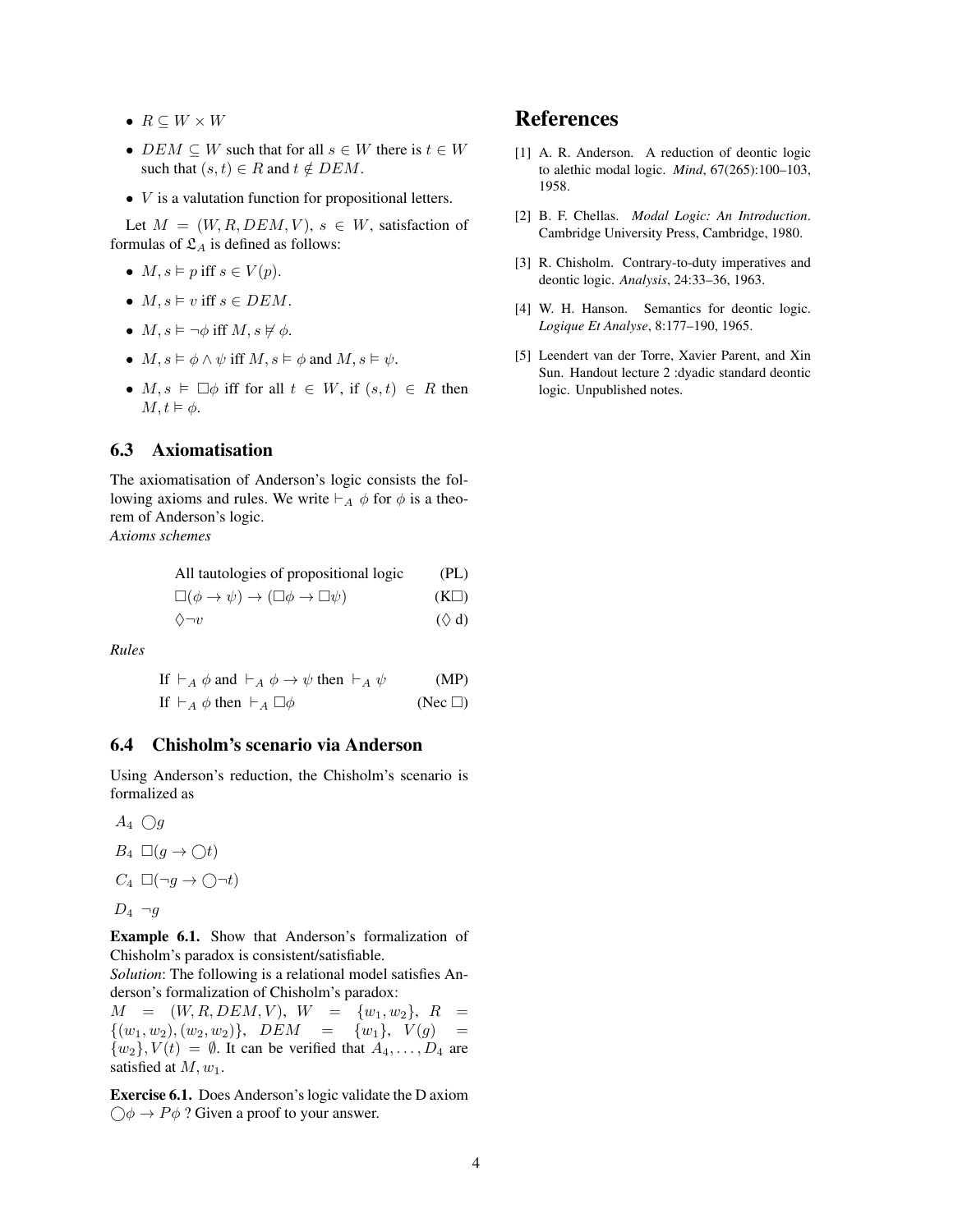- $R \subseteq W \times W$
- $DEM \subseteq W$ such that for all $s \in W$ there is $t \in W$ such that $(s, t) \in R$ and $t \notin DEM$.
- $V$ is a valutation function for propositional letters.

Let $M = (W, R, DEM, V)$, $s \in W$, satisfaction of formulas of $\mathfrak{L}_A$ is defined as follows:

- $M, s \vDash p$ iff $s \in V(p)$.
- $M, s \vDash v$ iff $s \in DEM$.
- $M, s \vDash \neg\phi$ iff $M, s \nvDash \phi$.
- $M, s \vDash \phi \wedge \psi$ iff $M, s \vDash \phi$ and $M, s \vDash \psi$.
- $M, s \vDash \Box\phi$ iff for all $t \in W$, if $(s, t) \in R$ then $M, t \vDash \phi$.

### 6.3 Axiomatisation

The axiomatisation of Anderson's logic consists the following axioms and rules. We write $\vdash_A \phi$ for $\phi$ is a theorem of Anderson's logic.

*Axioms schemes*

All tautologies of propositional logic (PL)

$$\Box(\phi \to \psi) \to (\Box\phi \to \Box\psi) \quad (\text{K}\Box)$$

$$\Diamond\neg v \quad (\Diamond \text{ d})$$

*Rules*

If $\vdash_A \phi$ and $\vdash_A \phi \to \psi$ then $\vdash_A \psi$ (MP)

If $\vdash_A \phi$ then $\vdash_A \Box\phi$ (Nec $\Box$)

### 6.4 Chisholm's scenario via Anderson

Using Anderson's reduction, the Chisholm's scenario is formalized as

$A_4$ $\bigcirc g$

$B_4$ $\Box(g \to \bigcirc t)$

$C_4$ $\Box(\neg g \to \bigcirc\neg t)$

$D_4$ $\neg g$

**Example 6.1.** Show that Anderson's formalization of Chisholm's paradox is consistent/satisfiable.

*Solution*: The following is a relational model satisfies Anderson's formalization of Chisholm's paradox:
$M = (W, R, DEM, V)$, $W = \{w_1, w_2\}$, $R = \{(w_1, w_2), (w_2, w_2)\}$, $DEM = \{w_1\}$, $V(g) = \{w_2\}$, $V(t) = \emptyset$. It can be verified that $A_4, \ldots, D_4$ are satisfied at $M, w_1$.

**Exercise 6.1.** Does Anderson's logic validate the D axiom $\bigcirc\phi \to P\phi$ ? Given a proof to your answer.

## References

[1] A. R. Anderson. A reduction of deontic logic to alethic modal logic. *Mind*, 67(265):100–103, 1958.

[2] B. F. Chellas. *Modal Logic: An Introduction*. Cambridge University Press, Cambridge, 1980.

[3] R. Chisholm. Contrary-to-duty imperatives and deontic logic. *Analysis*, 24:33–36, 1963.

[4] W. H. Hanson. Semantics for deontic logic. *Logique Et Analyse*, 8:177–190, 1965.

[5] Leendert van der Torre, Xavier Parent, and Xin Sun. Handout lecture 2 :dyadic standard deontic logic. Unpublished notes.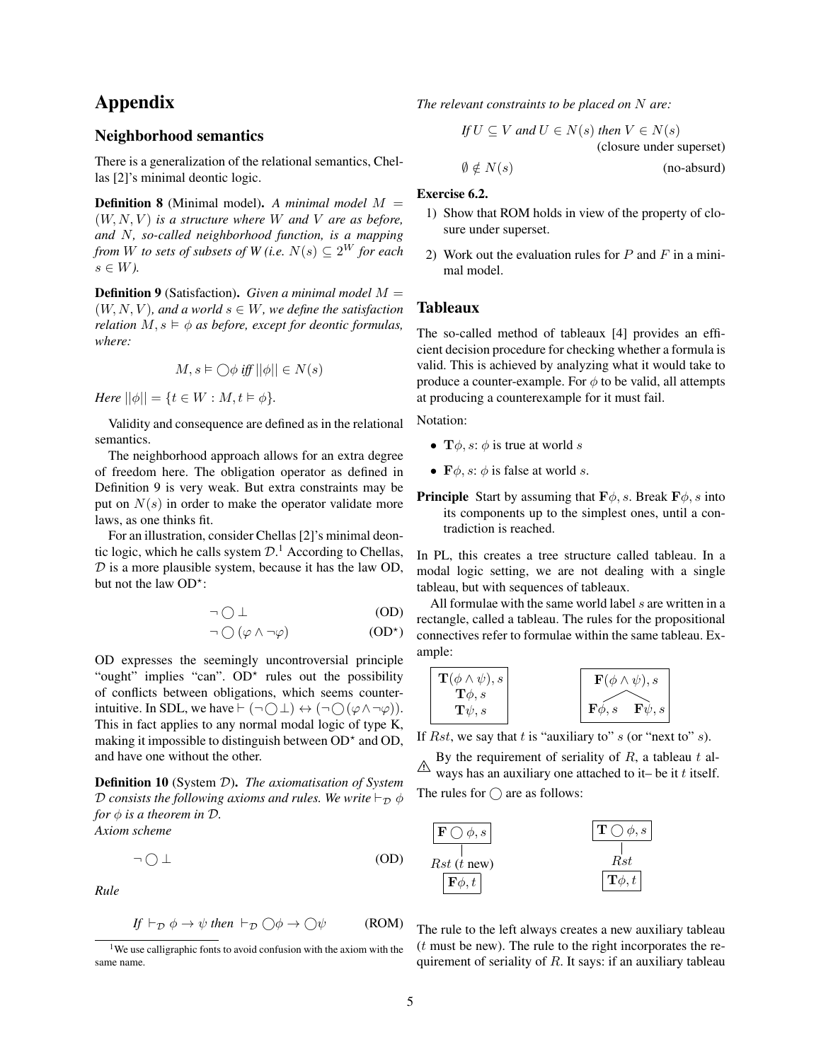# Appendix

## Neighborhood semantics

There is a generalization of the relational semantics, Chellas [2]'s minimal deontic logic.

**Definition 8** (Minimal model). *A minimal model $M = (W, N, V)$ is a structure where $W$ and $V$ are as before, and $N$, so-called neighborhood function, is a mapping from $W$ to sets of subsets of W (i.e. $N(s) \subseteq 2^W$ for each $s \in W$).*

**Definition 9** (Satisfaction). *Given a minimal model $M = (W, N, V)$, and a world $s \in W$, we define the satisfaction relation $M, s \vDash \phi$ as before, except for deontic formulas, where:*

$$M, s \vDash \bigcirc\phi \textit{ iff } ||\phi|| \in N(s)$$

*Here $||\phi|| = \{t \in W : M, t \vDash \phi\}$.*

Validity and consequence are defined as in the relational semantics.

The neighborhood approach allows for an extra degree of freedom here. The obligation operator as defined in Definition 9 is very weak. But extra constraints may be put on $N(s)$ in order to make the operator validate more laws, as one thinks fit.

For an illustration, consider Chellas [2]'s minimal deontic logic, which he calls system $\mathcal{D}$.[1] According to Chellas, $\mathcal{D}$ is a more plausible system, because it has the law OD, but not the law OD$^\star$:

$$\neg \bigcirc \bot \quad \text{(OD)}$$

$$\neg \bigcirc (\varphi \wedge \neg\varphi) \quad \text{(OD}^\star\text{)}$$

OD expresses the seemingly uncontroversial principle "ought" implies "can". OD$^\star$ rules out the possibility of conflicts between obligations, which seems counter-intuitive. In SDL, we have $\vdash (\neg\bigcirc\bot) \leftrightarrow (\neg\bigcirc(\varphi\wedge\neg\varphi))$. This in fact applies to any normal modal logic of type K, making it impossible to distinguish between OD$^\star$ and OD, and have one without the other.

**Definition 10** (System $\mathcal{D}$). *The axiomatisation of System $\mathcal{D}$ consists the following axioms and rules. We write $\vdash_{\mathcal{D}} \phi$ for $\phi$ is a theorem in $\mathcal{D}$.*
*Axiom scheme*

$$\neg \bigcirc \bot \quad \text{(OD)}$$

*Rule*

$$\textit{If } \vdash_{\mathcal{D}} \phi \to \psi \textit{ then } \vdash_{\mathcal{D}} \bigcirc\phi \to \bigcirc\psi \quad \text{(ROM)}$$

[1] We use calligraphic fonts to avoid confusion with the axiom with the same name.

*The relevant constraints to be placed on $N$ are:*

$$\textit{If } U \subseteq V \textit{ and } U \in N(s) \textit{ then } V \in N(s) \quad \text{(closure under superset)}$$

$$\emptyset \notin N(s) \quad \text{(no-absurd)}$$

**Exercise 6.2.**

1) Show that ROM holds in view of the property of closure under superset.
2) Work out the evaluation rules for $P$ and $F$ in a minimal model.

## Tableaux

The so-called method of tableaux [4] provides an efficient decision procedure for checking whether a formula is valid. This is achieved by analyzing what it would take to produce a counter-example. For $\phi$ to be valid, all attempts at producing a counterexample for it must fail.

Notation:

- $\mathbf{T}\phi, s$: $\phi$ is true at world $s$
- $\mathbf{F}\phi, s$: $\phi$ is false at world $s$.

**Principle** Start by assuming that $\mathbf{F}\phi, s$. Break $\mathbf{F}\phi, s$ into its components up to the simplest ones, until a contradiction is reached.

In PL, this creates a tree structure called tableau. In a modal logic setting, we are not dealing with a single tableau, but with sequences of tableaux.

All formulae with the same world label $s$ are written in a rectangle, called a tableau. The rules for the propositional connectives refer to formulae within the same tableau. Example:

$$\boxed{\begin{array}{c}\mathbf{T}(\phi\wedge\psi), s\\ \mathbf{T}\phi, s\\ \mathbf{T}\psi, s\end{array}} \qquad \boxed{\begin{array}{c}\mathbf{F}(\phi\wedge\psi), s\\ \mathbf{F}\phi, s \quad \mathbf{F}\psi, s\end{array}}$$

If $Rst$, we say that $t$ is "auxiliary to" $s$ (or "next to" $s$).

⚠ By the requirement of seriality of $R$, a tableau $t$ always has an auxiliary one attached to it– be it $t$ itself.

The rules for $\bigcirc$ are as follows:

$$\boxed{\mathbf{F}\bigcirc\phi, s} \;\to\; Rst\ (t \text{ new}) \;\to\; \boxed{\mathbf{F}\phi, t} \qquad\qquad \boxed{\mathbf{T}\bigcirc\phi, s} \;\to\; Rst \;\to\; \boxed{\mathbf{T}\phi, t}$$

The rule to the left always creates a new auxiliary tableau ($t$ must be new). The rule to the right incorporates the requirement of seriality of $R$. It says: if an auxiliary tableau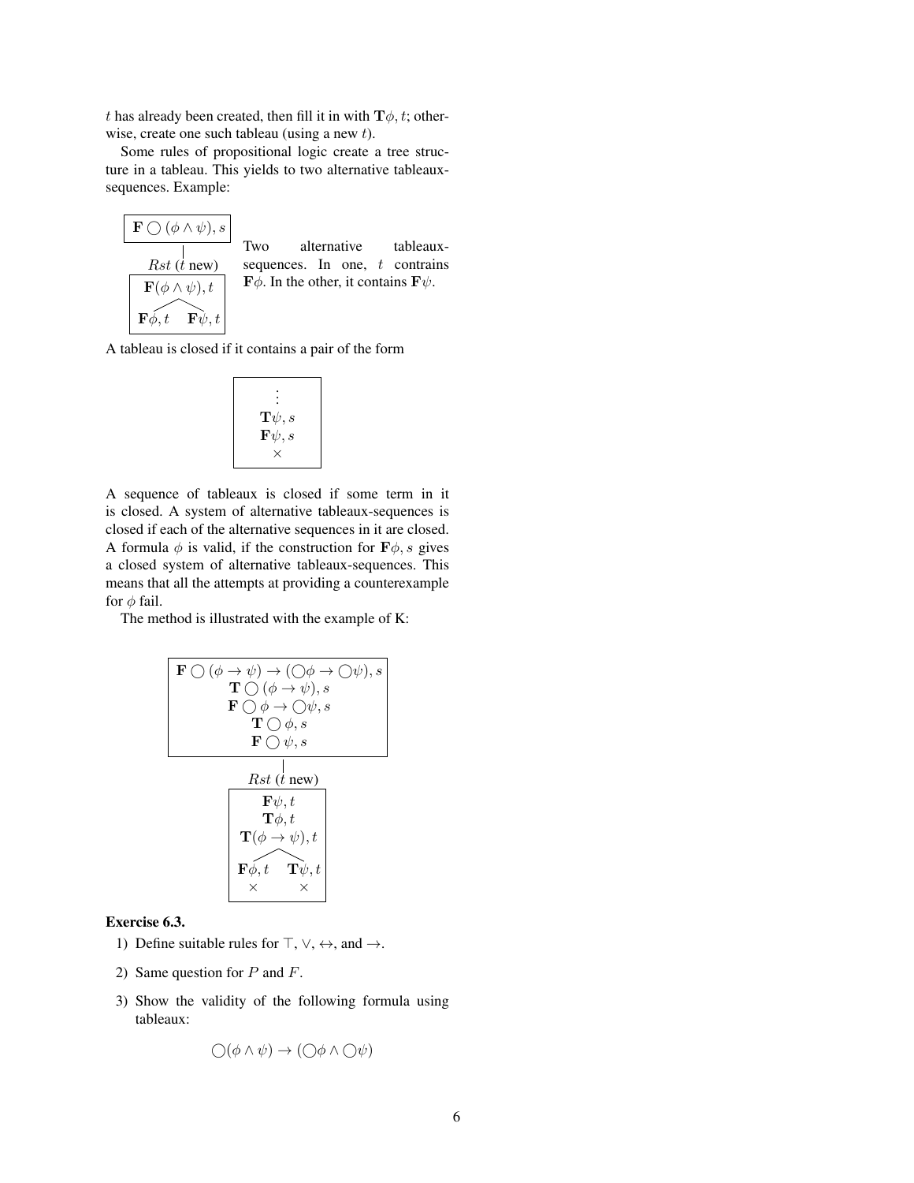$t$ has already been created, then fill it in with $\mathbf{T}\phi, t$; otherwise, create one such tableau (using a new $t$).

Some rules of propositional logic create a tree structure in a tableau. This yields to two alternative tableaux-sequences. Example:

$$
\begin{array}{c}
\boxed{\mathbf{F} \bigcirc (\phi \wedge \psi), s} \\
| \\
Rst \ (t \text{ new}) \\
\boxed{\begin{array}{c} \mathbf{F}(\phi \wedge \psi), t \\ \mathbf{F}\phi, t \quad \mathbf{F}\psi, t \end{array}}
\end{array}
$$

Two alternative tableaux-sequences. In one, $t$ contrains $\mathbf{F}\phi$. In the other, it contains $\mathbf{F}\psi$.

A tableau is closed if it contains a pair of the form

$$
\boxed{\begin{array}{c} \vdots \\ \mathbf{T}\psi, s \\ \mathbf{F}\psi, s \\ \times \end{array}}
$$

A sequence of tableaux is closed if some term in it is closed. A system of alternative tableaux-sequences is closed if each of the alternative sequences in it are closed. A formula $\phi$ is valid, if the construction for $\mathbf{F}\phi, s$ gives a closed system of alternative tableaux-sequences. This means that all the attempts at providing a counterexample for $\phi$ fail.

The method is illustrated with the example of K:

$$
\begin{array}{c}
\boxed{\begin{array}{c} \mathbf{F} \bigcirc (\phi \rightarrow \psi) \rightarrow (\bigcirc\phi \rightarrow \bigcirc\psi), s \\ \mathbf{T} \bigcirc (\phi \rightarrow \psi), s \\ \mathbf{F} \bigcirc \phi \rightarrow \bigcirc\psi, s \\ \mathbf{T} \bigcirc \phi, s \\ \mathbf{F} \bigcirc \psi, s \end{array}} \\
| \\
Rst \ (t \text{ new}) \\
\boxed{\begin{array}{c} \mathbf{F}\psi, t \\ \mathbf{T}\phi, t \\ \mathbf{T}(\phi \rightarrow \psi), t \\ \mathbf{F}\phi, t \quad \mathbf{T}\psi, t \\ \times \qquad \times \end{array}}
\end{array}
$$

**Exercise 6.3.**

1) Define suitable rules for $\top$, $\vee$, $\leftrightarrow$, and $\rightarrow$.

2) Same question for $P$ and $F$.

3) Show the validity of the following formula using tableaux:

$$\bigcirc(\phi \wedge \psi) \rightarrow (\bigcirc\phi \wedge \bigcirc\psi)$$